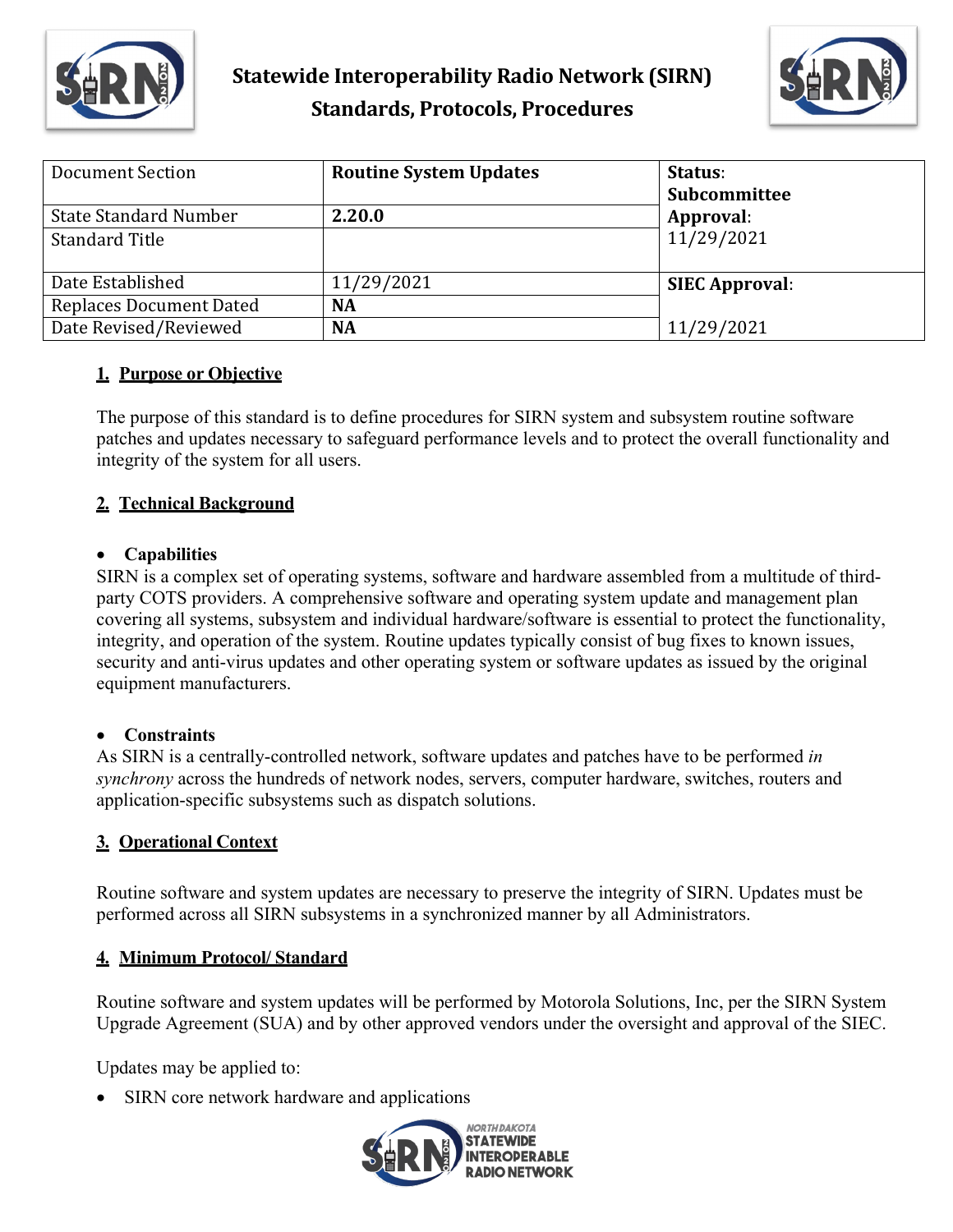# Statewide Interoperability Radio Network (SIRN)
# Standards, Protocols, Procedures

| Document Section | Routine System Updates | Status: Subcommittee Approval: 11/29/2021 |
|---|---|---|
| State Standard Number | **2.20.0** | |
| Standard Title | | |
| Date Established | 11/29/2021 | **SIEC Approval**: 11/29/2021 |
| Replaces Document Dated | **NA** | |
| Date Revised/Reviewed | **NA** | |

## 1. Purpose or Objective

The purpose of this standard is to define procedures for SIRN system and subsystem routine software patches and updates necessary to safeguard performance levels and to protect the overall functionality and integrity of the system for all users.

## 2. Technical Background

- **Capabilities**

SIRN is a complex set of operating systems, software and hardware assembled from a multitude of third-party COTS providers. A comprehensive software and operating system update and management plan covering all systems, subsystem and individual hardware/software is essential to protect the functionality, integrity, and operation of the system. Routine updates typically consist of bug fixes to known issues, security and anti-virus updates and other operating system or software updates as issued by the original equipment manufacturers.

- **Constraints**

As SIRN is a centrally-controlled network, software updates and patches have to be performed *in synchrony* across the hundreds of network nodes, servers, computer hardware, switches, routers and application-specific subsystems such as dispatch solutions.

## 3. Operational Context

Routine software and system updates are necessary to preserve the integrity of SIRN. Updates must be performed across all SIRN subsystems in a synchronized manner by all Administrators.

## 4. Minimum Protocol/ Standard

Routine software and system updates will be performed by Motorola Solutions, Inc, per the SIRN System Upgrade Agreement (SUA) and by other approved vendors under the oversight and approval of the SIEC.

Updates may be applied to:

- SIRN core network hardware and applications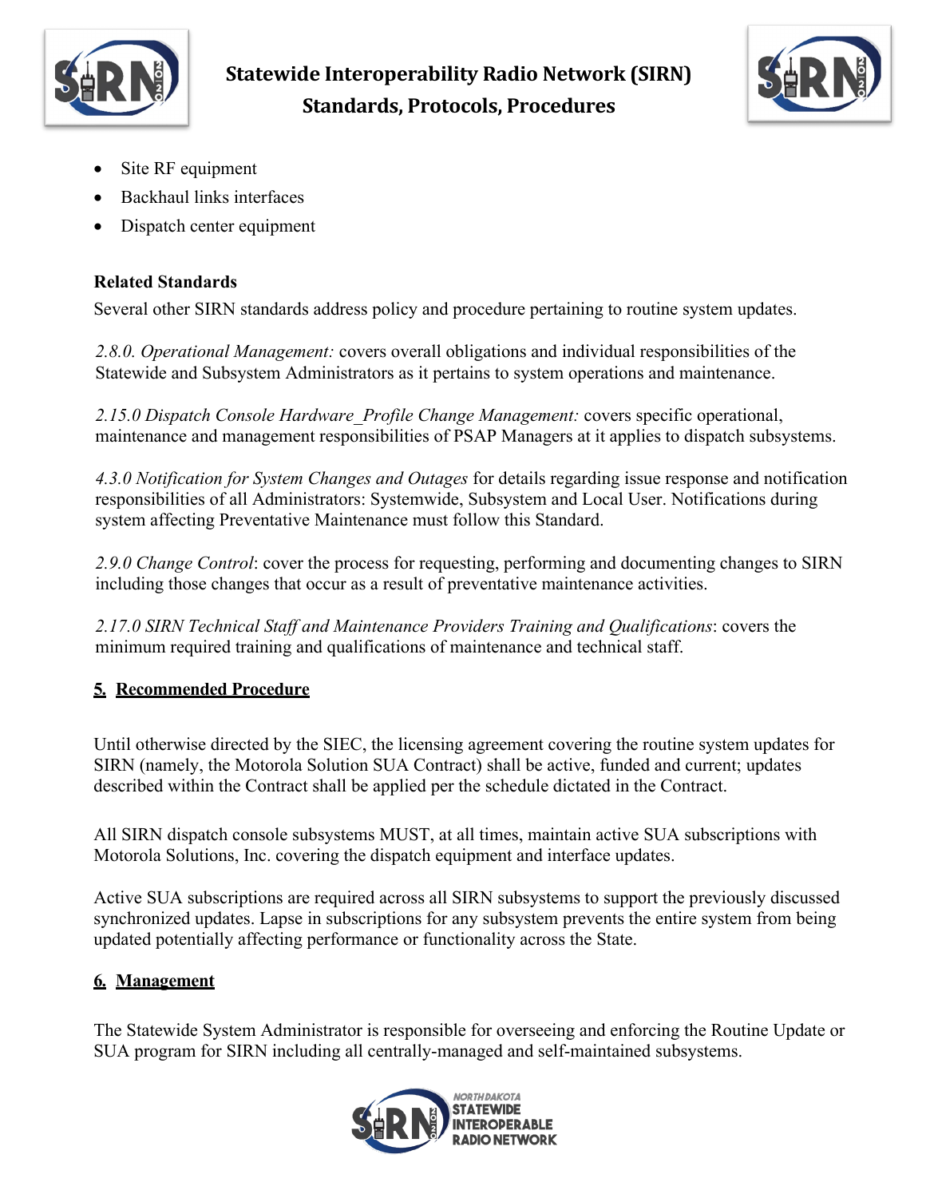- Site RF equipment
- Backhaul links interfaces
- Dispatch center equipment

**Related Standards**

Several other SIRN standards address policy and procedure pertaining to routine system updates.

*2.8.0. Operational Management:* covers overall obligations and individual responsibilities of the Statewide and Subsystem Administrators as it pertains to system operations and maintenance.

*2.15.0 Dispatch Console Hardware_Profile Change Management:* covers specific operational, maintenance and management responsibilities of PSAP Managers at it applies to dispatch subsystems.

*4.3.0 Notification for System Changes and Outages* for details regarding issue response and notification responsibilities of all Administrators: Systemwide, Subsystem and Local User. Notifications during system affecting Preventative Maintenance must follow this Standard.

*2.9.0 Change Control*: cover the process for requesting, performing and documenting changes to SIRN including those changes that occur as a result of preventative maintenance activities.

*2.17.0 SIRN Technical Staff and Maintenance Providers Training and Qualifications*: covers the minimum required training and qualifications of maintenance and technical staff.

## 5. Recommended Procedure

Until otherwise directed by the SIEC, the licensing agreement covering the routine system updates for SIRN (namely, the Motorola Solution SUA Contract) shall be active, funded and current; updates described within the Contract shall be applied per the schedule dictated in the Contract.

All SIRN dispatch console subsystems MUST, at all times, maintain active SUA subscriptions with Motorola Solutions, Inc. covering the dispatch equipment and interface updates.

Active SUA subscriptions are required across all SIRN subsystems to support the previously discussed synchronized updates. Lapse in subscriptions for any subsystem prevents the entire system from being updated potentially affecting performance or functionality across the State.

## 6. Management

The Statewide System Administrator is responsible for overseeing and enforcing the Routine Update or SUA program for SIRN including all centrally-managed and self-maintained subsystems.